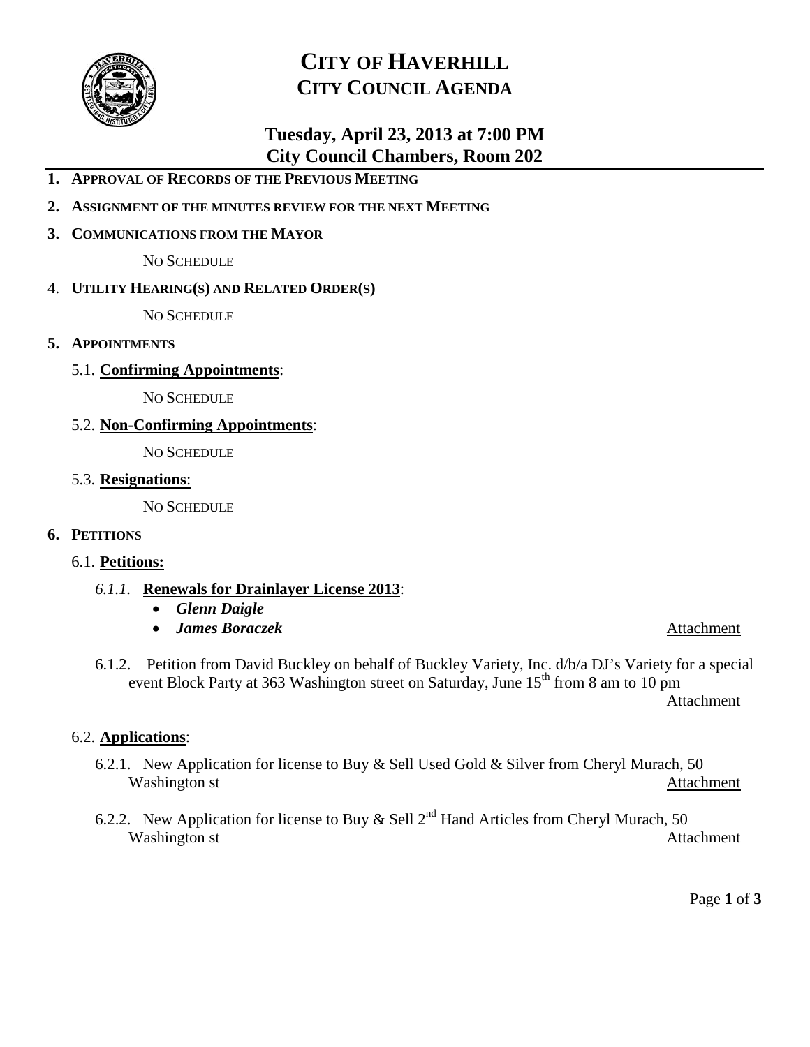# CITY OF HAVERHILL
## CITY COUNCIL AGENDA

### Tuesday, April 23, 2013 at 7:00 PM
### City Council Chambers, Room 202

1. **APPROVAL OF RECORDS OF THE PREVIOUS MEETING**
2. **ASSIGNMENT OF THE MINUTES REVIEW FOR THE NEXT MEETING**
3. **COMMUNICATIONS FROM THE MAYOR**

   NO SCHEDULE

4. **UTILITY HEARING(S) AND RELATED ORDER(S)**

   NO SCHEDULE

5. **APPOINTMENTS**

   5.1. **Confirming Appointments**:

   NO SCHEDULE

   5.2. **Non-Confirming Appointments**:

   NO SCHEDULE

   5.3. **Resignations**:

   NO SCHEDULE

6. **PETITIONS**

   6.1. **Petitions:**

   *6.1.1.* **Renewals for Drainlayer License 2013**:
   - ***Glenn Daigle***
   - ***James Boraczek*** Attachment

   6.1.2. Petition from David Buckley on behalf of Buckley Variety, Inc. d/b/a DJ's Variety for a special event Block Party at 363 Washington street on Saturday, June 15th from 8 am to 10 pm Attachment

   6.2. **Applications**:

   6.2.1. New Application for license to Buy & Sell Used Gold & Silver from Cheryl Murach, 50 Washington st Attachment

   6.2.2. New Application for license to Buy & Sell 2nd Hand Articles from Cheryl Murach, 50 Washington st Attachment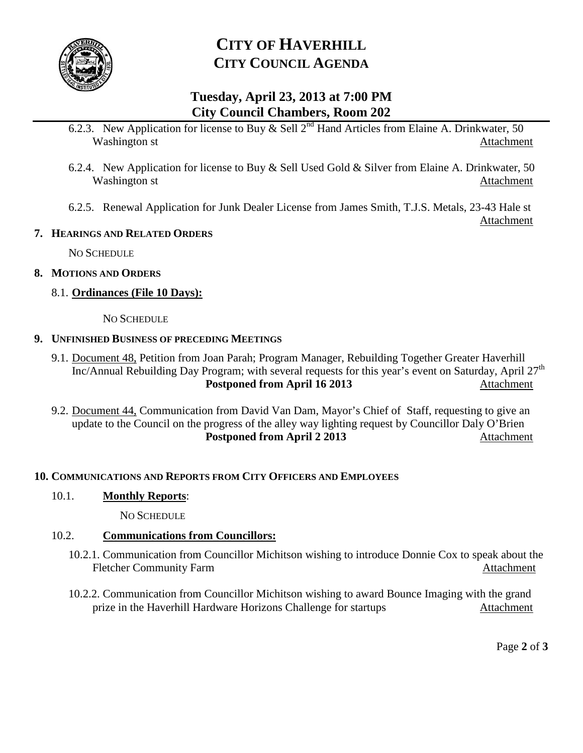6.2.3. New Application for license to Buy & Sell 2nd Hand Articles from Elaine A. Drinkwater, 50 Washington st Attachment

6.2.4. New Application for license to Buy & Sell Used Gold & Silver from Elaine A. Drinkwater, 50 Washington st Attachment

6.2.5. Renewal Application for Junk Dealer License from James Smith, T.J.S. Metals, 23-43 Hale st Attachment

## 7. HEARINGS AND RELATED ORDERS

NO SCHEDULE

## 8. MOTIONS AND ORDERS

### 8.1. Ordinances (File 10 Days):

NO SCHEDULE

## 9. UNFINISHED BUSINESS OF PRECEDING MEETINGS

9.1. Document 48, Petition from Joan Parah; Program Manager, Rebuilding Together Greater Haverhill Inc/Annual Rebuilding Day Program; with several requests for this year's event on Saturday, April 27th
**Postponed from April 16 2013** Attachment

9.2. Document 44, Communication from David Van Dam, Mayor's Chief of Staff, requesting to give an update to the Council on the progress of the alley way lighting request by Councillor Daly O'Brien
**Postponed from April 2 2013** Attachment

## 10. COMMUNICATIONS AND REPORTS FROM CITY OFFICERS AND EMPLOYEES

### 10.1. Monthly Reports:

NO SCHEDULE

### 10.2. Communications from Councillors:

10.2.1. Communication from Councillor Michitson wishing to introduce Donnie Cox to speak about the Fletcher Community Farm Attachment

10.2.2. Communication from Councillor Michitson wishing to award Bounce Imaging with the grand prize in the Haverhill Hardware Horizons Challenge for startups Attachment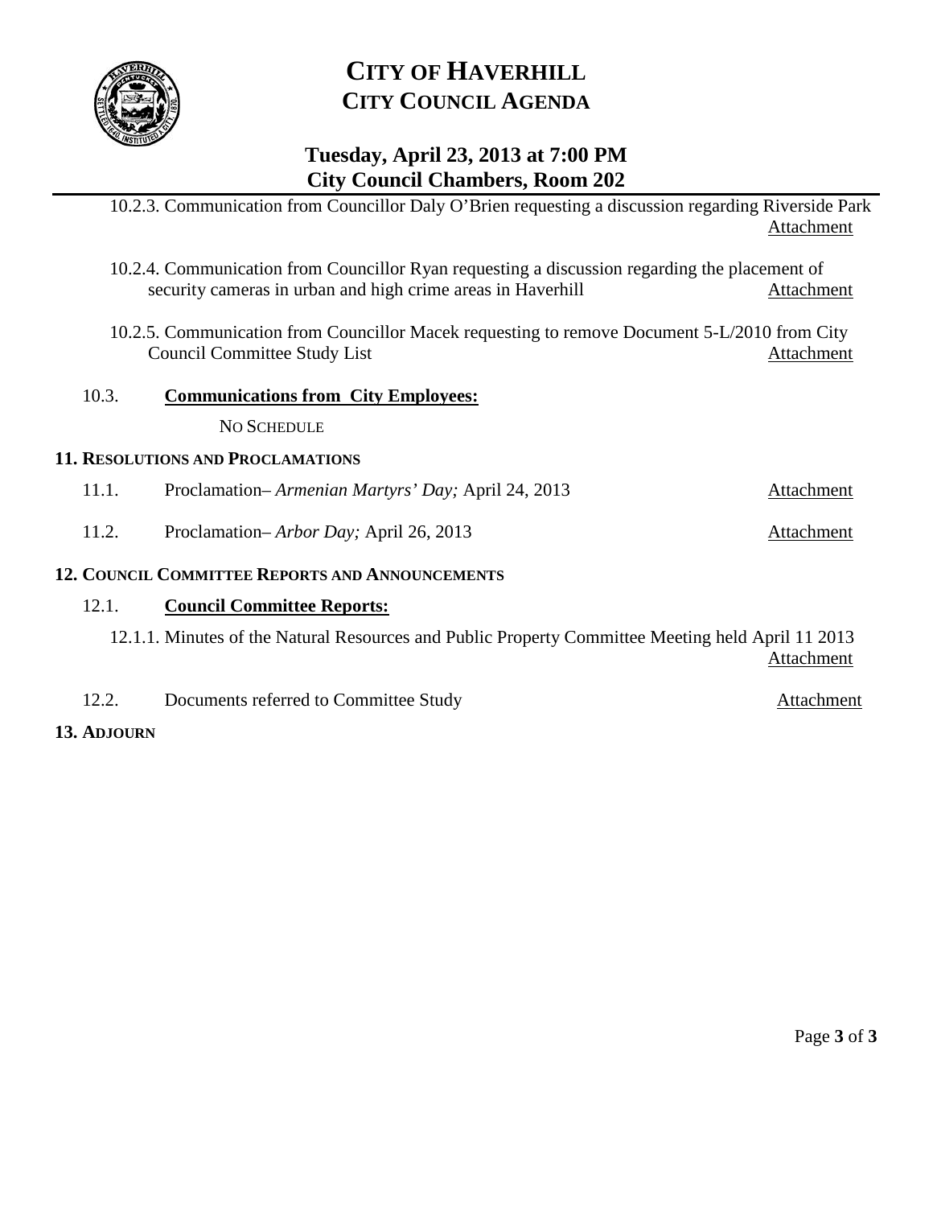# CITY OF HAVERHILL
## CITY COUNCIL AGENDA

### Tuesday, April 23, 2013 at 7:00 PM
### City Council Chambers, Room 202

10.2.3. Communication from Councillor Daly O'Brien requesting a discussion regarding Riverside Park Attachment

10.2.4. Communication from Councillor Ryan requesting a discussion regarding the placement of security cameras in urban and high crime areas in Haverhill Attachment

10.2.5. Communication from Councillor Macek requesting to remove Document 5-L/2010 from City Council Committee Study List Attachment

10.3. **Communications from City Employees:**

NO SCHEDULE

**11. RESOLUTIONS AND PROCLAMATIONS**

11.1. Proclamation– *Armenian Martyrs' Day;* April 24, 2013 Attachment

11.2. Proclamation– *Arbor Day;* April 26, 2013 Attachment

**12. COUNCIL COMMITTEE REPORTS AND ANNOUNCEMENTS**

12.1. **Council Committee Reports:**

12.1.1. Minutes of the Natural Resources and Public Property Committee Meeting held April 11 2013 Attachment

12.2. Documents referred to Committee Study Attachment

**13. ADJOURN**